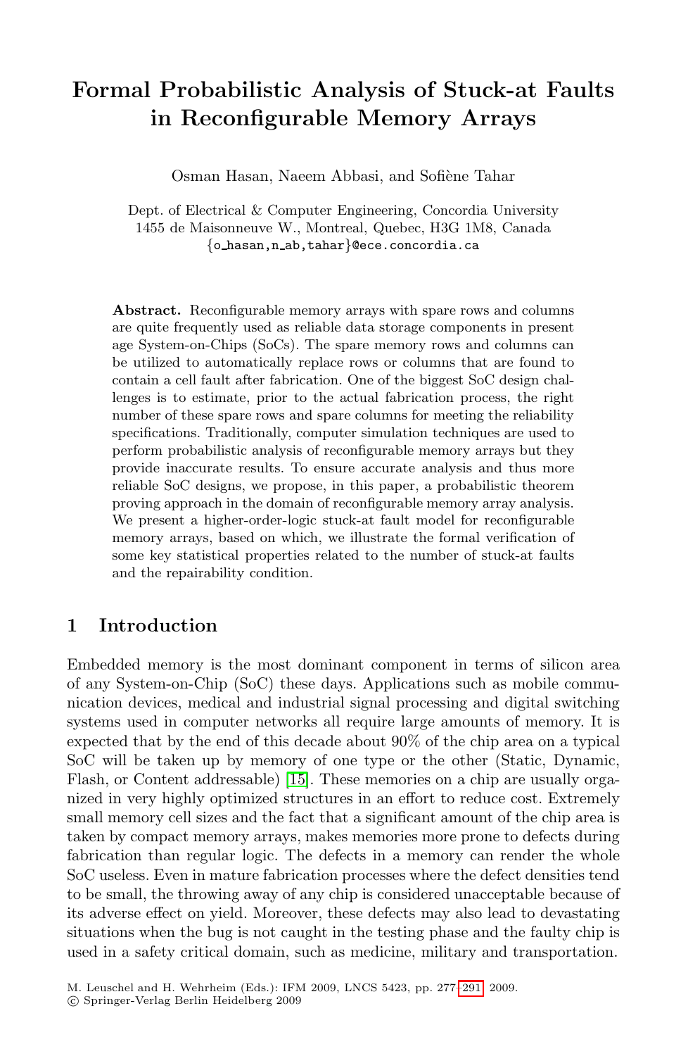# Formal Probabilistic Analysis of Stuck-at Faults in Reconfigurable Memory Arrays

Osman Hasan, Naeem Abbasi, and Sofiène Tahar

Dept. of Electrical & Computer Engineering, Concordia University
1455 de Maisonneuve W., Montreal, Quebec, H3G 1M8, Canada
{o_hasan,n_ab,tahar}@ece.concordia.ca

**Abstract.** Reconfigurable memory arrays with spare rows and columns are quite frequently used as reliable data storage components in present age System-on-Chips (SoCs). The spare memory rows and columns can be utilized to automatically replace rows or columns that are found to contain a cell fault after fabrication. One of the biggest SoC design challenges is to estimate, prior to the actual fabrication process, the right number of these spare rows and spare columns for meeting the reliability specifications. Traditionally, computer simulation techniques are used to perform probabilistic analysis of reconfigurable memory arrays but they provide inaccurate results. To ensure accurate analysis and thus more reliable SoC designs, we propose, in this paper, a probabilistic theorem proving approach in the domain of reconfigurable memory array analysis. We present a higher-order-logic stuck-at fault model for reconfigurable memory arrays, based on which, we illustrate the formal verification of some key statistical properties related to the number of stuck-at faults and the repairability condition.

## 1 Introduction

Embedded memory is the most dominant component in terms of silicon area of any System-on-Chip (SoC) these days. Applications such as mobile communication devices, medical and industrial signal processing and digital switching systems used in computer networks all require large amounts of memory. It is expected that by the end of this decade about 90% of the chip area on a typical SoC will be taken up by memory of one type or the other (Static, Dynamic, Flash, or Content addressable) [15]. These memories on a chip are usually organized in very highly optimized structures in an effort to reduce cost. Extremely small memory cell sizes and the fact that a significant amount of the chip area is taken by compact memory arrays, makes memories more prone to defects during fabrication than regular logic. The defects in a memory can render the whole SoC useless. Even in mature fabrication processes where the defect densities tend to be small, the throwing away of any chip is considered unacceptable because of its adverse effect on yield. Moreover, these defects may also lead to devastating situations when the bug is not caught in the testing phase and the faulty chip is used in a safety critical domain, such as medicine, military and transportation.

M. Leuschel and H. Wehrheim (Eds.): IFM 2009, LNCS 5423, pp. 277–291, 2009.
© Springer-Verlag Berlin Heidelberg 2009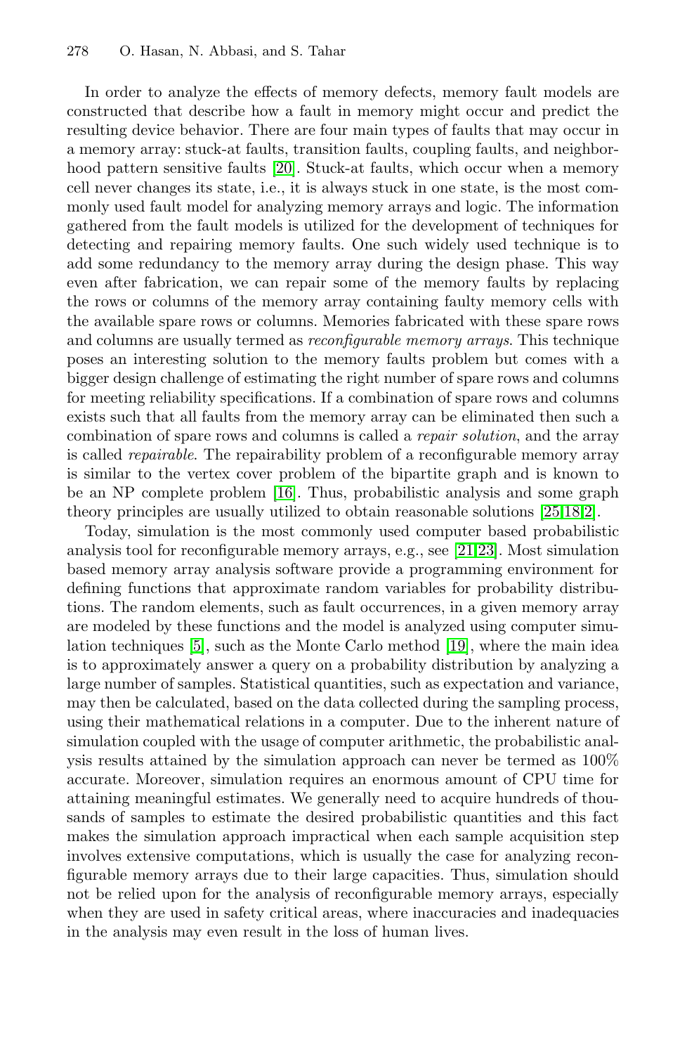In order to analyze the effects of memory defects, memory fault models are constructed that describe how a fault in memory might occur and predict the resulting device behavior. There are four main types of faults that may occur in a memory array: stuck-at faults, transition faults, coupling faults, and neighborhood pattern sensitive faults [20]. Stuck-at faults, which occur when a memory cell never changes its state, i.e., it is always stuck in one state, is the most commonly used fault model for analyzing memory arrays and logic. The information gathered from the fault models is utilized for the development of techniques for detecting and repairing memory faults. One such widely used technique is to add some redundancy to the memory array during the design phase. This way even after fabrication, we can repair some of the memory faults by replacing the rows or columns of the memory array containing faulty memory cells with the available spare rows or columns. Memories fabricated with these spare rows and columns are usually termed as *reconfigurable memory arrays*. This technique poses an interesting solution to the memory faults problem but comes with a bigger design challenge of estimating the right number of spare rows and columns for meeting reliability specifications. If a combination of spare rows and columns exists such that all faults from the memory array can be eliminated then such a combination of spare rows and columns is called a *repair solution*, and the array is called *repairable*. The repairability problem of a reconfigurable memory array is similar to the vertex cover problem of the bipartite graph and is known to be an NP complete problem [16]. Thus, probabilistic analysis and some graph theory principles are usually utilized to obtain reasonable solutions [25,18,2].

Today, simulation is the most commonly used computer based probabilistic analysis tool for reconfigurable memory arrays, e.g., see [21,23]. Most simulation based memory array analysis software provide a programming environment for defining functions that approximate random variables for probability distributions. The random elements, such as fault occurrences, in a given memory array are modeled by these functions and the model is analyzed using computer simulation techniques [5], such as the Monte Carlo method [19], where the main idea is to approximately answer a query on a probability distribution by analyzing a large number of samples. Statistical quantities, such as expectation and variance, may then be calculated, based on the data collected during the sampling process, using their mathematical relations in a computer. Due to the inherent nature of simulation coupled with the usage of computer arithmetic, the probabilistic analysis results attained by the simulation approach can never be termed as 100% accurate. Moreover, simulation requires an enormous amount of CPU time for attaining meaningful estimates. We generally need to acquire hundreds of thousands of samples to estimate the desired probabilistic quantities and this fact makes the simulation approach impractical when each sample acquisition step involves extensive computations, which is usually the case for analyzing reconfigurable memory arrays due to their large capacities. Thus, simulation should not be relied upon for the analysis of reconfigurable memory arrays, especially when they are used in safety critical areas, where inaccuracies and inadequacies in the analysis may even result in the loss of human lives.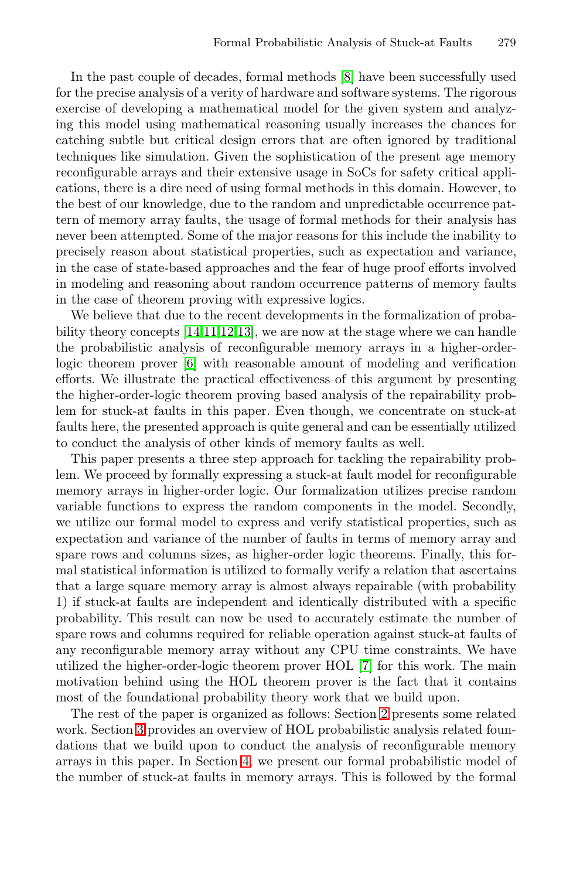In the past couple of decades, formal methods [8] have been successfully used for the precise analysis of a verity of hardware and software systems. The rigorous exercise of developing a mathematical model for the given system and analyzing this model using mathematical reasoning usually increases the chances for catching subtle but critical design errors that are often ignored by traditional techniques like simulation. Given the sophistication of the present age memory reconfigurable arrays and their extensive usage in SoCs for safety critical applications, there is a dire need of using formal methods in this domain. However, to the best of our knowledge, due to the random and unpredictable occurrence pattern of memory array faults, the usage of formal methods for their analysis has never been attempted. Some of the major reasons for this include the inability to precisely reason about statistical properties, such as expectation and variance, in the case of state-based approaches and the fear of huge proof efforts involved in modeling and reasoning about random occurrence patterns of memory faults in the case of theorem proving with expressive logics.

We believe that due to the recent developments in the formalization of probability theory concepts [14,11,12,13], we are now at the stage where we can handle the probabilistic analysis of reconfigurable memory arrays in a higher-order-logic theorem prover [6] with reasonable amount of modeling and verification efforts. We illustrate the practical effectiveness of this argument by presenting the higher-order-logic theorem proving based analysis of the repairability problem for stuck-at faults in this paper. Even though, we concentrate on stuck-at faults here, the presented approach is quite general and can be essentially utilized to conduct the analysis of other kinds of memory faults as well.

This paper presents a three step approach for tackling the repairability problem. We proceed by formally expressing a stuck-at fault model for reconfigurable memory arrays in higher-order logic. Our formalization utilizes precise random variable functions to express the random components in the model. Secondly, we utilize our formal model to express and verify statistical properties, such as expectation and variance of the number of faults in terms of memory array and spare rows and columns sizes, as higher-order logic theorems. Finally, this formal statistical information is utilized to formally verify a relation that ascertains that a large square memory array is almost always repairable (with probability 1) if stuck-at faults are independent and identically distributed with a specific probability. This result can now be used to accurately estimate the number of spare rows and columns required for reliable operation against stuck-at faults of any reconfigurable memory array without any CPU time constraints. We have utilized the higher-order-logic theorem prover HOL [7] for this work. The main motivation behind using the HOL theorem prover is the fact that it contains most of the foundational probability theory work that we build upon.

The rest of the paper is organized as follows: Section 2 presents some related work. Section 3 provides an overview of HOL probabilistic analysis related foundations that we build upon to conduct the analysis of reconfigurable memory arrays in this paper. In Section 4, we present our formal probabilistic model of the number of stuck-at faults in memory arrays. This is followed by the formal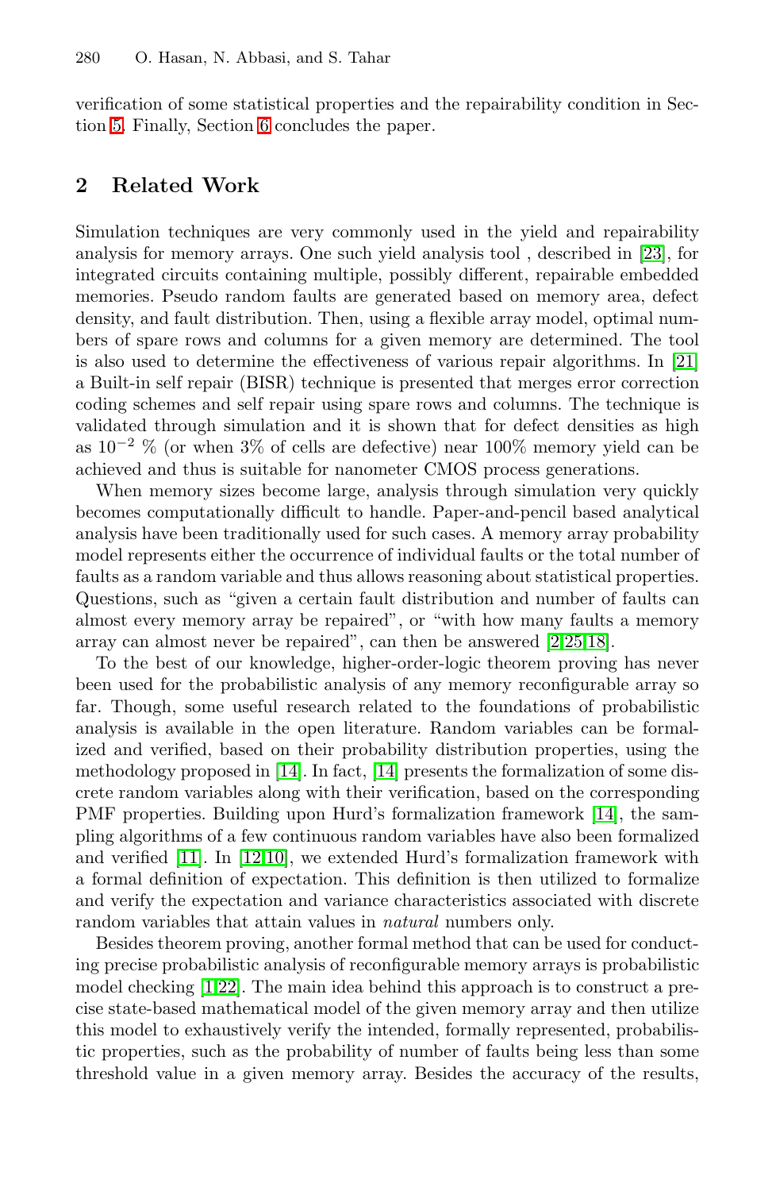verification of some statistical properties and the repairability condition in Section 5. Finally, Section 6 concludes the paper.

## 2 Related Work

Simulation techniques are very commonly used in the yield and repairability analysis for memory arrays. One such yield analysis tool , described in [23], for integrated circuits containing multiple, possibly different, repairable embedded memories. Pseudo random faults are generated based on memory area, defect density, and fault distribution. Then, using a flexible array model, optimal numbers of spare rows and columns for a given memory are determined. The tool is also used to determine the effectiveness of various repair algorithms. In [21] a Built-in self repair (BISR) technique is presented that merges error correction coding schemes and self repair using spare rows and columns. The technique is validated through simulation and it is shown that for defect densities as high as $10^{-2}$ % (or when 3% of cells are defective) near 100% memory yield can be achieved and thus is suitable for nanometer CMOS process generations.

When memory sizes become large, analysis through simulation very quickly becomes computationally difficult to handle. Paper-and-pencil based analytical analysis have been traditionally used for such cases. A memory array probability model represents either the occurrence of individual faults or the total number of faults as a random variable and thus allows reasoning about statistical properties. Questions, such as "given a certain fault distribution and number of faults can almost every memory array be repaired", or "with how many faults a memory array can almost never be repaired", can then be answered [2,25,18].

To the best of our knowledge, higher-order-logic theorem proving has never been used for the probabilistic analysis of any memory reconfigurable array so far. Though, some useful research related to the foundations of probabilistic analysis is available in the open literature. Random variables can be formalized and verified, based on their probability distribution properties, using the methodology proposed in [14]. In fact, [14] presents the formalization of some discrete random variables along with their verification, based on the corresponding PMF properties. Building upon Hurd's formalization framework [14], the sampling algorithms of a few continuous random variables have also been formalized and verified [11]. In [12,10], we extended Hurd's formalization framework with a formal definition of expectation. This definition is then utilized to formalize and verify the expectation and variance characteristics associated with discrete random variables that attain values in *natural* numbers only.

Besides theorem proving, another formal method that can be used for conducting precise probabilistic analysis of reconfigurable memory arrays is probabilistic model checking [1,22]. The main idea behind this approach is to construct a precise state-based mathematical model of the given memory array and then utilize this model to exhaustively verify the intended, formally represented, probabilistic properties, such as the probability of number of faults being less than some threshold value in a given memory array. Besides the accuracy of the results,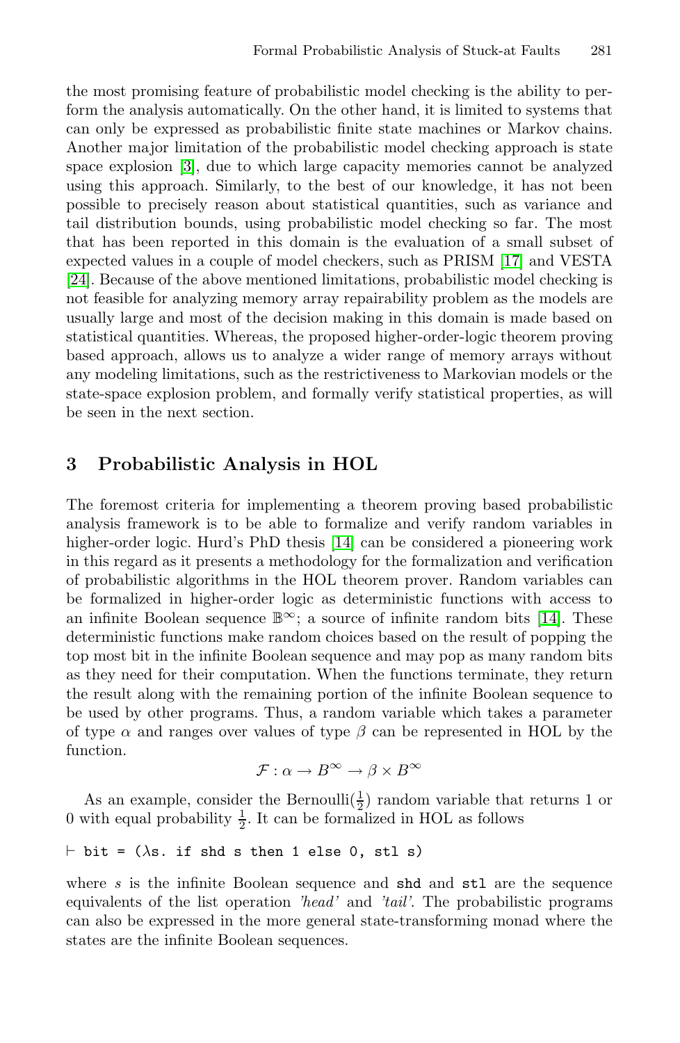the most promising feature of probabilistic model checking is the ability to perform the analysis automatically. On the other hand, it is limited to systems that can only be expressed as probabilistic finite state machines or Markov chains. Another major limitation of the probabilistic model checking approach is state space explosion [3], due to which large capacity memories cannot be analyzed using this approach. Similarly, to the best of our knowledge, it has not been possible to precisely reason about statistical quantities, such as variance and tail distribution bounds, using probabilistic model checking so far. The most that has been reported in this domain is the evaluation of a small subset of expected values in a couple of model checkers, such as PRISM [17] and VESTA [24]. Because of the above mentioned limitations, probabilistic model checking is not feasible for analyzing memory array repairability problem as the models are usually large and most of the decision making in this domain is made based on statistical quantities. Whereas, the proposed higher-order-logic theorem proving based approach, allows us to analyze a wider range of memory arrays without any modeling limitations, such as the restrictiveness to Markovian models or the state-space explosion problem, and formally verify statistical properties, as will be seen in the next section.

## 3 Probabilistic Analysis in HOL

The foremost criteria for implementing a theorem proving based probabilistic analysis framework is to be able to formalize and verify random variables in higher-order logic. Hurd's PhD thesis [14] can be considered a pioneering work in this regard as it presents a methodology for the formalization and verification of probabilistic algorithms in the HOL theorem prover. Random variables can be formalized in higher-order logic as deterministic functions with access to an infinite Boolean sequence $\mathbb{B}^\infty$; a source of infinite random bits [14]. These deterministic functions make random choices based on the result of popping the top most bit in the infinite Boolean sequence and may pop as many random bits as they need for their computation. When the functions terminate, they return the result along with the remaining portion of the infinite Boolean sequence to be used by other programs. Thus, a random variable which takes a parameter of type $\alpha$ and ranges over values of type $\beta$ can be represented in HOL by the function.

$$\mathcal{F} : \alpha \rightarrow B^\infty \rightarrow \beta \times B^\infty$$

As an example, consider the Bernoulli($\frac{1}{2}$) random variable that returns 1 or 0 with equal probability $\frac{1}{2}$. It can be formalized in HOL as follows

```
⊢ bit = (λs. if shd s then 1 else 0, stl s)
```

where $s$ is the infinite Boolean sequence and `shd` and `stl` are the sequence equivalents of the list operation *'head'* and *'tail'*. The probabilistic programs can also be expressed in the more general state-transforming monad where the states are the infinite Boolean sequences.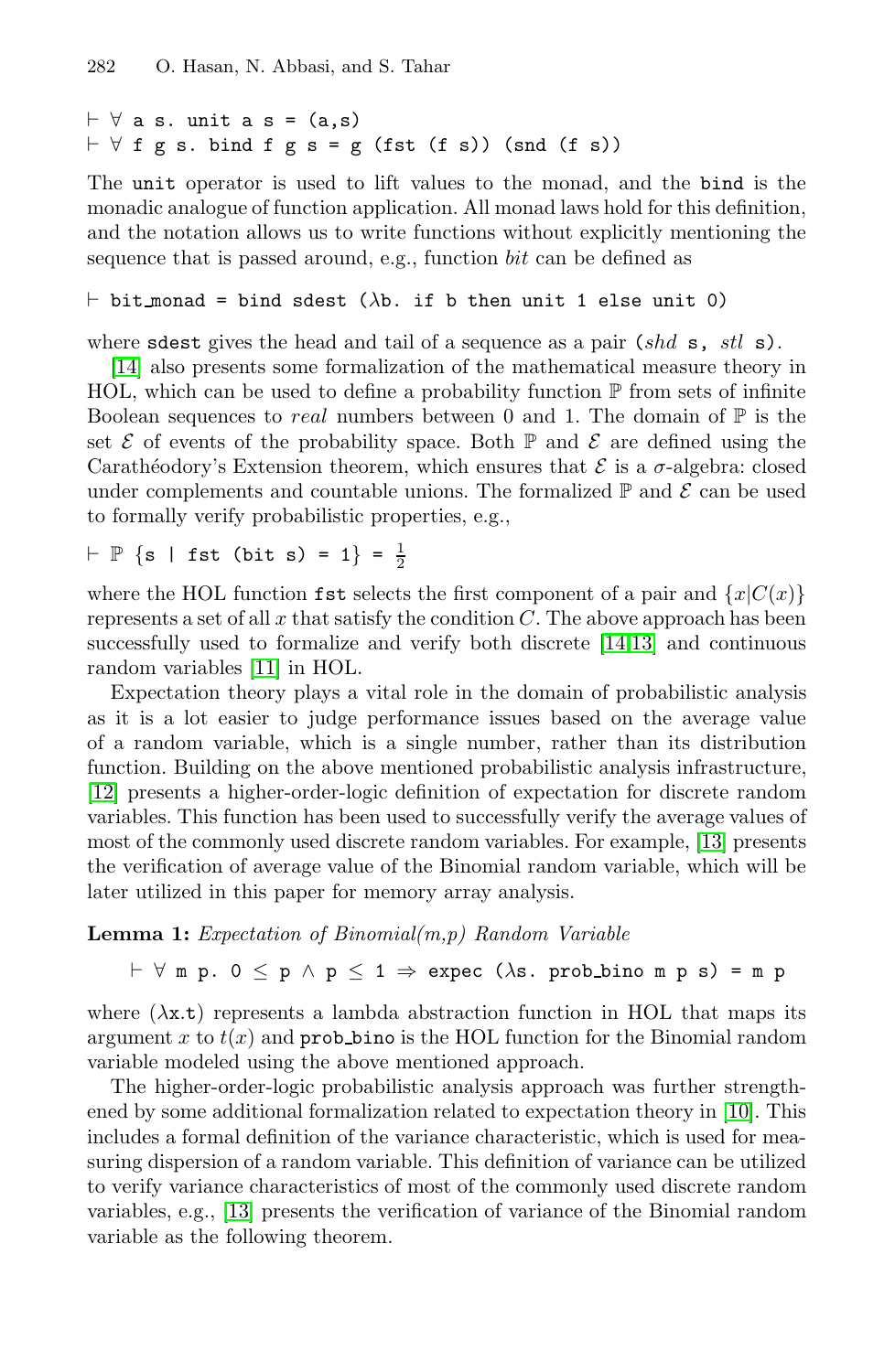```
⊢ ∀ a s. unit a s = (a,s)
⊢ ∀ f g s. bind f g s = g (fst (f s)) (snd (f s))
```

The unit operator is used to lift values to the monad, and the bind is the monadic analogue of function application. All monad laws hold for this definition, and the notation allows us to write functions without explicitly mentioning the sequence that is passed around, e.g., function *bit* can be defined as

```
⊢ bit_monad = bind sdest (λb. if b then unit 1 else unit 0)
```

where sdest gives the head and tail of a sequence as a pair (*shd* s, *stl* s).

[14] also presents some formalization of the mathematical measure theory in HOL, which can be used to define a probability function $\mathbb{P}$ from sets of infinite Boolean sequences to *real* numbers between 0 and 1. The domain of $\mathbb{P}$ is the set $\mathcal{E}$ of events of the probability space. Both $\mathbb{P}$ and $\mathcal{E}$ are defined using the Carathéodory's Extension theorem, which ensures that $\mathcal{E}$ is a $\sigma$-algebra: closed under complements and countable unions. The formalized $\mathbb{P}$ and $\mathcal{E}$ can be used to formally verify probabilistic properties, e.g.,

$$\vdash \mathbb{P}\ \{\texttt{s} \mid \texttt{fst (bit s) = 1}\} = \tfrac{1}{2}$$

where the HOL function fst selects the first component of a pair and $\{x|C(x)\}$ represents a set of all $x$ that satisfy the condition $C$. The above approach has been successfully used to formalize and verify both discrete [14,13] and continuous random variables [11] in HOL.

Expectation theory plays a vital role in the domain of probabilistic analysis as it is a lot easier to judge performance issues based on the average value of a random variable, which is a single number, rather than its distribution function. Building on the above mentioned probabilistic analysis infrastructure, [12] presents a higher-order-logic definition of expectation for discrete random variables. This function has been used to successfully verify the average values of most of the commonly used discrete random variables. For example, [13] presents the verification of average value of the Binomial random variable, which will be later utilized in this paper for memory array analysis.

**Lemma 1:** *Expectation of Binomial(m,p) Random Variable*

```
⊢ ∀ m p. 0 ≤ p ∧ p ≤ 1 ⇒ expec (λs. prob_bino m p s) = m p
```

where (λx.t) represents a lambda abstraction function in HOL that maps its argument $x$ to $t(x)$ and prob_bino is the HOL function for the Binomial random variable modeled using the above mentioned approach.

The higher-order-logic probabilistic analysis approach was further strengthened by some additional formalization related to expectation theory in [10]. This includes a formal definition of the variance characteristic, which is used for measuring dispersion of a random variable. This definition of variance can be utilized to verify variance characteristics of most of the commonly used discrete random variables, e.g., [13] presents the verification of variance of the Binomial random variable as the following theorem.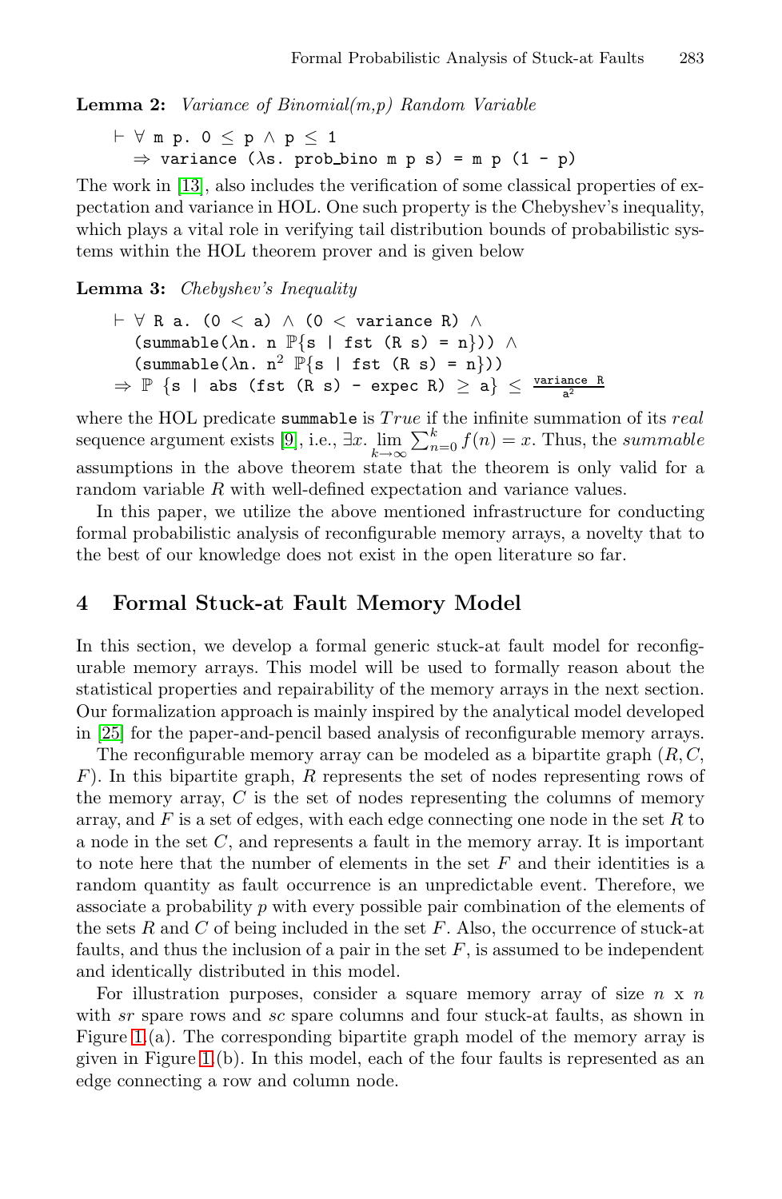**Lemma 2:** *Variance of Binomial(m,p) Random Variable*

```
⊢ ∀ m p. 0 ≤ p ∧ p ≤ 1
   ⇒ variance (λs. prob_bino m p s) = m p (1 - p)
```

The work in [13], also includes the verification of some classical properties of expectation and variance in HOL. One such property is the Chebyshev's inequality, which plays a vital role in verifying tail distribution bounds of probabilistic systems within the HOL theorem prover and is given below

**Lemma 3:** *Chebyshev's Inequality*

```
⊢ ∀ R a. (0 < a) ∧ (0 < variance R) ∧
   (summable(λn. n ℙ{s | fst (R s) = n})) ∧
   (summable(λn. n² ℙ{s | fst (R s) = n}))
 ⇒ ℙ {s | abs (fst (R s) - expec R) ≥ a} ≤ variance R / a²
```

where the HOL predicate `summable` is *True* if the infinite summation of its *real* sequence argument exists [9], i.e., $\exists x. \lim_{k \to \infty} \sum_{n=0}^{k} f(n) = x$. Thus, the *summable* assumptions in the above theorem state that the theorem is only valid for a random variable $R$ with well-defined expectation and variance values.

In this paper, we utilize the above mentioned infrastructure for conducting formal probabilistic analysis of reconfigurable memory arrays, a novelty that to the best of our knowledge does not exist in the open literature so far.

## 4 Formal Stuck-at Fault Memory Model

In this section, we develop a formal generic stuck-at fault model for reconfigurable memory arrays. This model will be used to formally reason about the statistical properties and repairability of the memory arrays in the next section. Our formalization approach is mainly inspired by the analytical model developed in [25] for the paper-and-pencil based analysis of reconfigurable memory arrays.

The reconfigurable memory array can be modeled as a bipartite graph $(R, C, F)$. In this bipartite graph, $R$ represents the set of nodes representing rows of the memory array, $C$ is the set of nodes representing the columns of memory array, and $F$ is a set of edges, with each edge connecting one node in the set $R$ to a node in the set $C$, and represents a fault in the memory array. It is important to note here that the number of elements in the set $F$ and their identities is a random quantity as fault occurrence is an unpredictable event. Therefore, we associate a probability $p$ with every possible pair combination of the elements of the sets $R$ and $C$ of being included in the set $F$. Also, the occurrence of stuck-at faults, and thus the inclusion of a pair in the set $F$, is assumed to be independent and identically distributed in this model.

For illustration purposes, consider a square memory array of size $n$ x $n$ with *sr* spare rows and *sc* spare columns and four stuck-at faults, as shown in Figure 1(a). The corresponding bipartite graph model of the memory array is given in Figure 1(b). In this model, each of the four faults is represented as an edge connecting a row and column node.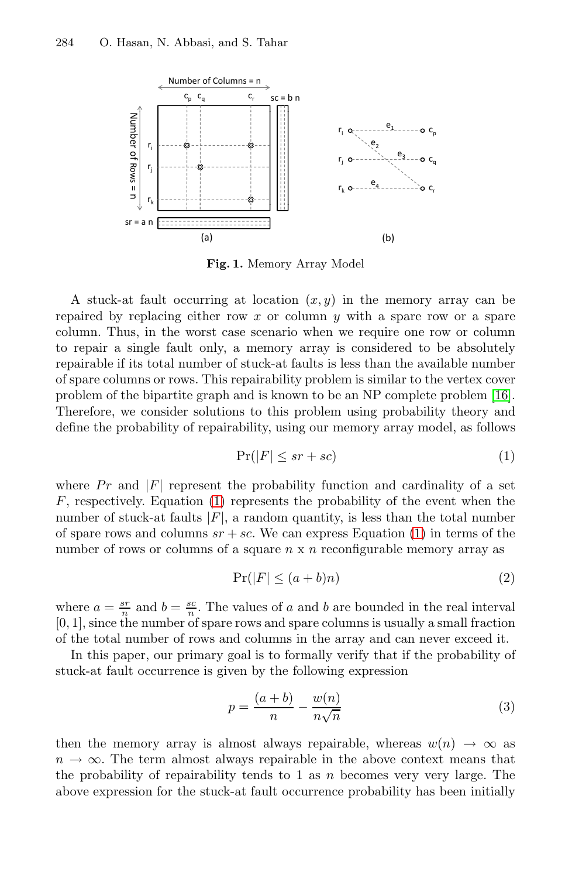**Fig. 1.** Memory Array Model

A stuck-at fault occurring at location $(x, y)$ in the memory array can be repaired by replacing either row $x$ or column $y$ with a spare row or a spare column. Thus, in the worst case scenario when we require one row or column to repair a single fault only, a memory array is considered to be absolutely repairable if its total number of stuck-at faults is less than the available number of spare columns or rows. This repairability problem is similar to the vertex cover problem of the bipartite graph and is known to be an NP complete problem [16]. Therefore, we consider solutions to this problem using probability theory and define the probability of repairability, using our memory array model, as follows

$$\Pr(|F| \leq sr + sc) \tag{1}$$

where $Pr$ and $|F|$ represent the probability function and cardinality of a set $F$, respectively. Equation (1) represents the probability of the event when the number of stuck-at faults $|F|$, a random quantity, is less than the total number of spare rows and columns $sr + sc$. We can express Equation (1) in terms of the number of rows or columns of a square $n$ x $n$ reconfigurable memory array as

$$\Pr(|F| \leq (a + b)n) \tag{2}$$

where $a = \frac{sr}{n}$ and $b = \frac{sc}{n}$. The values of $a$ and $b$ are bounded in the real interval $[0, 1]$, since the number of spare rows and spare columns is usually a small fraction of the total number of rows and columns in the array and can never exceed it.

In this paper, our primary goal is to formally verify that if the probability of stuck-at fault occurrence is given by the following expression

$$p = \frac{(a + b)}{n} - \frac{w(n)}{n\sqrt{n}} \tag{3}$$

then the memory array is almost always repairable, whereas $w(n) \to \infty$ as $n \to \infty$. The term almost always repairable in the above context means that the probability of repairability tends to 1 as $n$ becomes very very large. The above expression for the stuck-at fault occurrence probability has been initially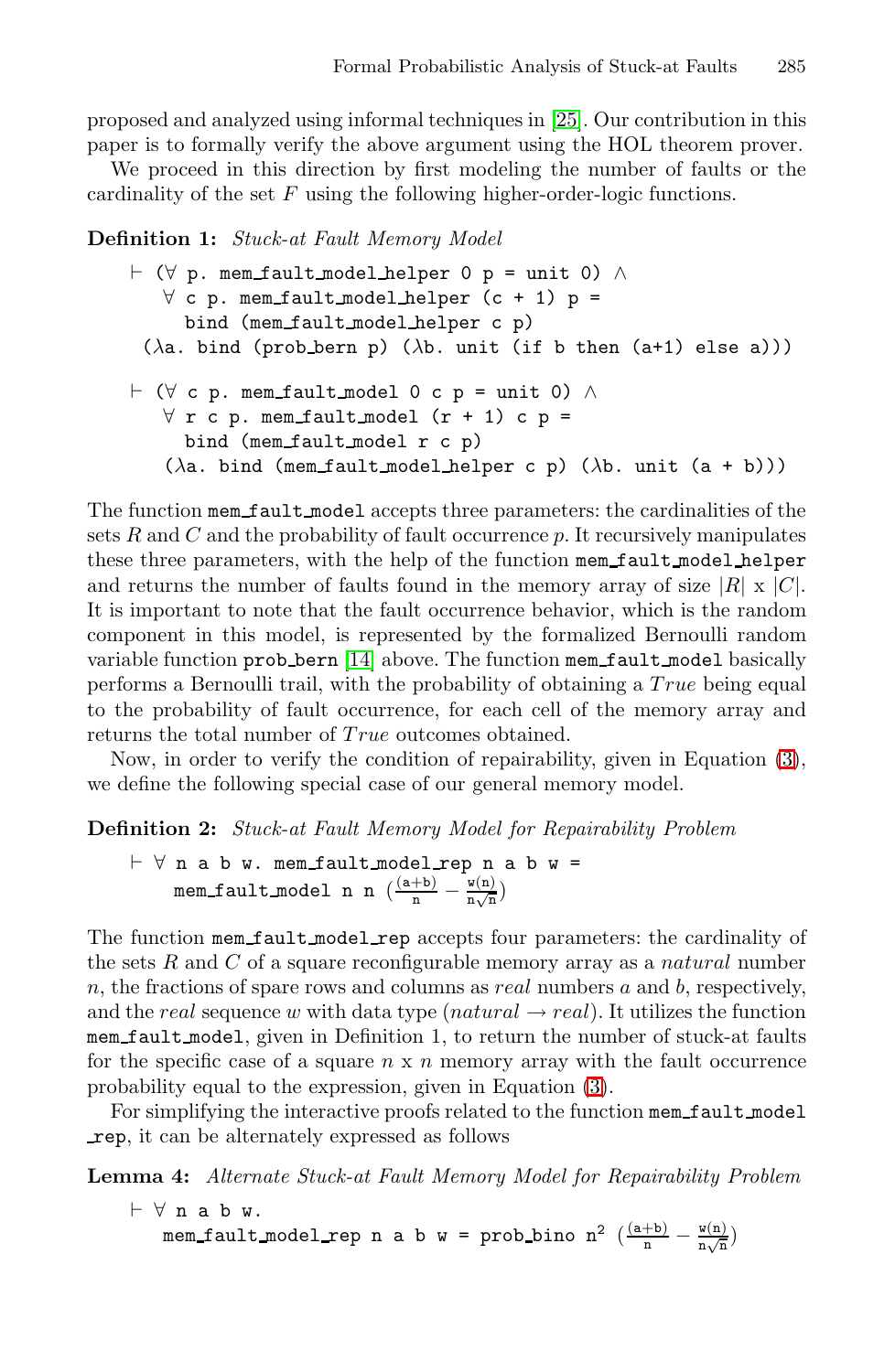proposed and analyzed using informal techniques in [25]. Our contribution in this paper is to formally verify the above argument using the HOL theorem prover.

We proceed in this direction by first modeling the number of faults or the cardinality of the set $F$ using the following higher-order-logic functions.

**Definition 1:** *Stuck-at Fault Memory Model*

```
⊢ (∀ p. mem_fault_model_helper 0 p = unit 0) ∧
   ∀ c p. mem_fault_model_helper (c + 1) p =
     bind (mem_fault_model_helper c p)
  (λa. bind (prob_bern p) (λb. unit (if b then (a+1) else a)))

⊢ (∀ c p. mem_fault_model 0 c p = unit 0) ∧
   ∀ r c p. mem_fault_model (r + 1) c p =
     bind (mem_fault_model r c p)
    (λa. bind (mem_fault_model_helper c p) (λb. unit (a + b)))
```

The function mem_fault_model accepts three parameters: the cardinalities of the sets $R$ and $C$ and the probability of fault occurrence $p$. It recursively manipulates these three parameters, with the help of the function mem_fault_model_helper and returns the number of faults found in the memory array of size $|R|$ x $|C|$. It is important to note that the fault occurrence behavior, which is the random component in this model, is represented by the formalized Bernoulli random variable function prob_bern [14] above. The function mem_fault_model basically performs a Bernoulli trail, with the probability of obtaining a $True$ being equal to the probability of fault occurrence, for each cell of the memory array and returns the total number of $True$ outcomes obtained.

Now, in order to verify the condition of repairability, given in Equation (3), we define the following special case of our general memory model.

**Definition 2:** *Stuck-at Fault Memory Model for Repairability Problem*

$$\vdash \forall\ \texttt{n a b w. mem\_fault\_model\_rep n a b w} = \texttt{mem\_fault\_model n n}\ \left(\frac{(\texttt{a+b})}{\texttt{n}} - \frac{\texttt{w(n)}}{\texttt{n}\sqrt{\texttt{n}}}\right)$$

The function mem_fault_model_rep accepts four parameters: the cardinality of the sets $R$ and $C$ of a square reconfigurable memory array as a *natural* number $n$, the fractions of spare rows and columns as *real* numbers $a$ and $b$, respectively, and the *real* sequence $w$ with data type (*natural* $\rightarrow$ *real*). It utilizes the function mem_fault_model, given in Definition 1, to return the number of stuck-at faults for the specific case of a square $n$ x $n$ memory array with the fault occurrence probability equal to the expression, given in Equation (3).

For simplifying the interactive proofs related to the function mem_fault_model_rep, it can be alternately expressed as follows

**Lemma 4:** *Alternate Stuck-at Fault Memory Model for Repairability Problem*

$$\vdash \forall\ \texttt{n a b w.}\ \texttt{mem\_fault\_model\_rep n a b w} = \texttt{prob\_bino}\ \texttt{n}^2\ \left(\frac{(\texttt{a+b})}{\texttt{n}} - \frac{\texttt{w(n)}}{\texttt{n}\sqrt{\texttt{n}}}\right)$$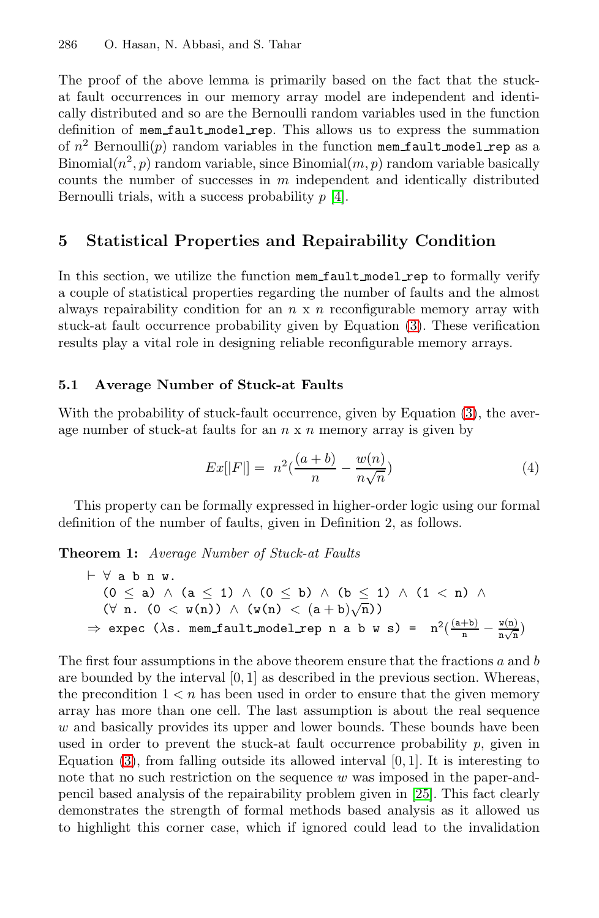The proof of the above lemma is primarily based on the fact that the stuck-at fault occurrences in our memory array model are independent and identically distributed and so are the Bernoulli random variables used in the function definition of mem_fault_model_rep. This allows us to express the summation of $n^2$ Bernoulli($p$) random variables in the function mem_fault_model_rep as a Binomial($n^2, p$) random variable, since Binomial($m, p$) random variable basically counts the number of successes in $m$ independent and identically distributed Bernoulli trials, with a success probability $p$ [4].

## 5 Statistical Properties and Repairability Condition

In this section, we utilize the function mem_fault_model_rep to formally verify a couple of statistical properties regarding the number of faults and the almost always repairability condition for an $n$ x $n$ reconfigurable memory array with stuck-at fault occurrence probability given by Equation (3). These verification results play a vital role in designing reliable reconfigurable memory arrays.

### 5.1 Average Number of Stuck-at Faults

With the probability of stuck-fault occurrence, given by Equation (3), the average number of stuck-at faults for an $n$ x $n$ memory array is given by

$$Ex[|F|] = n^2\left(\frac{(a+b)}{n} - \frac{w(n)}{n\sqrt{n}}\right) \tag{4}$$

This property can be formally expressed in higher-order logic using our formal definition of the number of faults, given in Definition 2, as follows.

**Theorem 1:** *Average Number of Stuck-at Faults*

$$\begin{aligned}
&\vdash \forall\ \texttt{a b n w}.\\
&\quad (0 \le \texttt{a}) \wedge (\texttt{a} \le 1) \wedge (0 \le \texttt{b}) \wedge (\texttt{b} \le 1) \wedge (1 < \texttt{n}) \wedge\\
&\quad (\forall\ \texttt{n}.\ (0 < \texttt{w(n)}) \wedge (\texttt{w(n)} < (\texttt{a}+\texttt{b})\sqrt{\texttt{n}}))\\
&\Rightarrow \texttt{expec}\ (\lambda \texttt{s. mem\_fault\_model\_rep n a b w s}) = \texttt{n}^2\left(\frac{(\texttt{a}+\texttt{b})}{\texttt{n}} - \frac{\texttt{w(n)}}{\texttt{n}\sqrt{\texttt{n}}}\right)
\end{aligned}$$

The first four assumptions in the above theorem ensure that the fractions $a$ and $b$ are bounded by the interval $[0, 1]$ as described in the previous section. Whereas, the precondition $1 < n$ has been used in order to ensure that the given memory array has more than one cell. The last assumption is about the real sequence $w$ and basically provides its upper and lower bounds. These bounds have been used in order to prevent the stuck-at fault occurrence probability $p$, given in Equation (3), from falling outside its allowed interval $[0, 1]$. It is interesting to note that no such restriction on the sequence $w$ was imposed in the paper-and-pencil based analysis of the repairability problem given in [25]. This fact clearly demonstrates the strength of formal methods based analysis as it allowed us to highlight this corner case, which if ignored could lead to the invalidation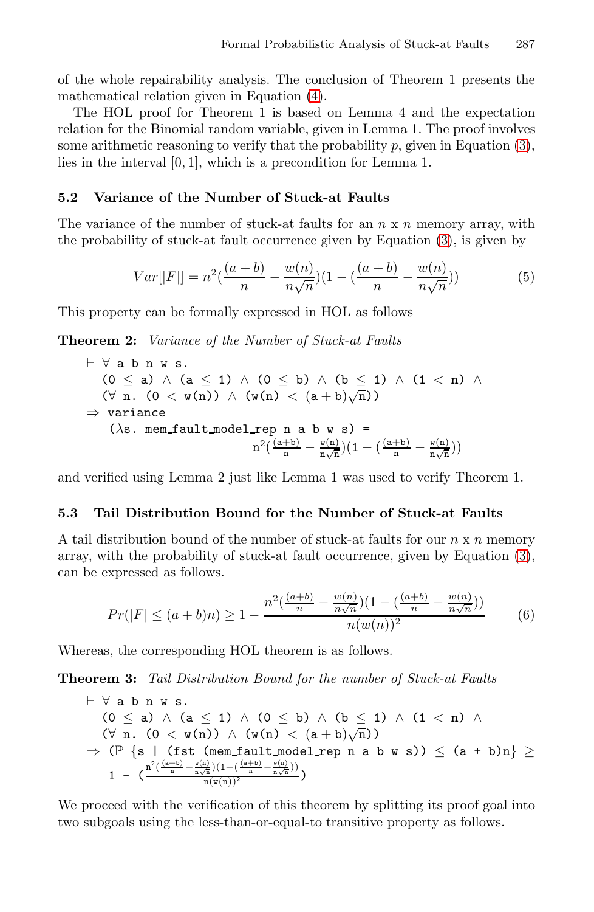of the whole repairability analysis. The conclusion of Theorem 1 presents the mathematical relation given in Equation (4).

The HOL proof for Theorem 1 is based on Lemma 4 and the expectation relation for the Binomial random variable, given in Lemma 1. The proof involves some arithmetic reasoning to verify that the probability $p$, given in Equation (3), lies in the interval $[0, 1]$, which is a precondition for Lemma 1.

### 5.2 Variance of the Number of Stuck-at Faults

The variance of the number of stuck-at faults for an $n$ x $n$ memory array, with the probability of stuck-at fault occurrence given by Equation (3), is given by

$$Var[|F|] = n^2 (\frac{(a+b)}{n} - \frac{w(n)}{n\sqrt{n}})(1 - (\frac{(a+b)}{n} - \frac{w(n)}{n\sqrt{n}})) \tag{5}$$

This property can be formally expressed in HOL as follows

**Theorem 2:** *Variance of the Number of Stuck-at Faults*

$\vdash \forall$ a b n w s.
  (0 $\leq$ a) $\wedge$ (a $\leq$ 1) $\wedge$ (0 $\leq$ b) $\wedge$ (b $\leq$ 1) $\wedge$ (1 < n) $\wedge$
  ($\forall$ n. (0 < w(n)) $\wedge$ (w(n) < $(\mathtt{a}+\mathtt{b})\sqrt{\mathtt{n}}$))
$\Rightarrow$ variance
   ($\lambda$s. mem_fault_model_rep n a b w s) =
$$\mathtt{n}^2(\frac{(\mathtt{a}+\mathtt{b})}{\mathtt{n}} - \frac{\mathtt{w(n)}}{\mathtt{n}\sqrt{\mathtt{n}}})(1 - (\frac{(\mathtt{a}+\mathtt{b})}{\mathtt{n}} - \frac{\mathtt{w(n)}}{\mathtt{n}\sqrt{\mathtt{n}}}))$$

and verified using Lemma 2 just like Lemma 1 was used to verify Theorem 1.

### 5.3 Tail Distribution Bound for the Number of Stuck-at Faults

A tail distribution bound of the number of stuck-at faults for our $n$ x $n$ memory array, with the probability of stuck-at fault occurrence, given by Equation (3), can be expressed as follows.

$$Pr(|F| \leq (a+b)n) \geq 1 - \frac{n^2 (\frac{(a+b)}{n} - \frac{w(n)}{n\sqrt{n}})(1 - (\frac{(a+b)}{n} - \frac{w(n)}{n\sqrt{n}}))}{n(w(n))^2} \tag{6}$$

Whereas, the corresponding HOL theorem is as follows.

**Theorem 3:** *Tail Distribution Bound for the number of Stuck-at Faults*

$\vdash \forall$ a b n w s.
  (0 $\leq$ a) $\wedge$ (a $\leq$ 1) $\wedge$ (0 $\leq$ b) $\wedge$ (b $\leq$ 1) $\wedge$ (1 < n) $\wedge$
  ($\forall$ n. (0 < w(n)) $\wedge$ (w(n) < $(\mathtt{a}+\mathtt{b})\sqrt{\mathtt{n}}$))
$\Rightarrow$ ($\mathbb{P}$ {s | (fst (mem_fault_model_rep n a b w s)) $\leq$ (a + b)n} $\geq$
  1 - $\left(\frac{\mathtt{n}^2(\frac{(\mathtt{a}+\mathtt{b})}{\mathtt{n}} - \frac{\mathtt{w(n)}}{\mathtt{n}\sqrt{\mathtt{n}}})(1-(\frac{(\mathtt{a}+\mathtt{b})}{\mathtt{n}} - \frac{\mathtt{w(n)}}{\mathtt{n}\sqrt{\mathtt{n}}}))}{\mathtt{n(w(n))}^2}\right)$

We proceed with the verification of this theorem by splitting its proof goal into two subgoals using the less-than-or-equal-to transitive property as follows.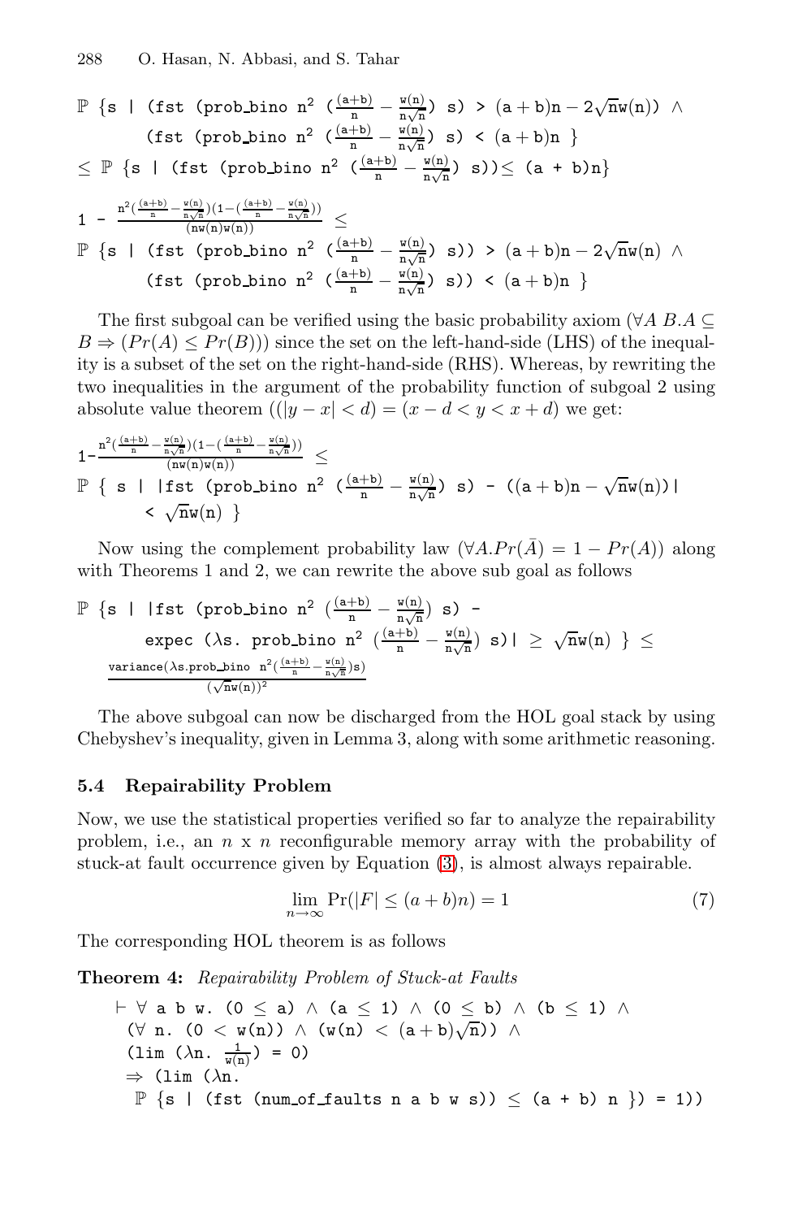$$\mathbb{P}\ \{\texttt{s}\ |\ (\texttt{fst}\ (\texttt{prob\_bino}\ \texttt{n}^2\ (\tfrac{(\texttt{a+b})}{\texttt{n}} - \tfrac{\texttt{w(n)}}{\texttt{n}\sqrt{\texttt{n}}})\ \texttt{s}) > (\texttt{a}+\texttt{b})\texttt{n} - 2\sqrt{\texttt{n}}\texttt{w(n)}) \wedge$$
$$(\texttt{fst}\ (\texttt{prob\_bino}\ \texttt{n}^2\ (\tfrac{(\texttt{a+b})}{\texttt{n}} - \tfrac{\texttt{w(n)}}{\texttt{n}\sqrt{\texttt{n}}})\ \texttt{s}) < (\texttt{a}+\texttt{b})\texttt{n}\ \}$$
$$\leq \mathbb{P}\ \{\texttt{s}\ |\ (\texttt{fst}\ (\texttt{prob\_bino}\ \texttt{n}^2\ (\tfrac{(\texttt{a+b})}{\texttt{n}} - \tfrac{\texttt{w(n)}}{\texttt{n}\sqrt{\texttt{n}}})\ \texttt{s})) \leq (\texttt{a + b})\texttt{n}\}$$

$$1\ -\ \frac{\texttt{n}^2(\frac{(\texttt{a+b})}{\texttt{n}} - \frac{\texttt{w(n)}}{\texttt{n}\sqrt{\texttt{n}}})(1-(\frac{(\texttt{a+b})}{\texttt{n}} - \frac{\texttt{w(n)}}{\texttt{n}\sqrt{\texttt{n}}}))}{(\texttt{nw(n)w(n)})}\ \leq$$
$$\mathbb{P}\ \{\texttt{s}\ |\ (\texttt{fst}\ (\texttt{prob\_bino}\ \texttt{n}^2\ (\tfrac{(\texttt{a+b})}{\texttt{n}} - \tfrac{\texttt{w(n)}}{\texttt{n}\sqrt{\texttt{n}}})\ \texttt{s})) > (\texttt{a}+\texttt{b})\texttt{n} - 2\sqrt{\texttt{n}}\texttt{w(n)} \wedge$$
$$(\texttt{fst}\ (\texttt{prob\_bino}\ \texttt{n}^2\ (\tfrac{(\texttt{a+b})}{\texttt{n}} - \tfrac{\texttt{w(n)}}{\texttt{n}\sqrt{\texttt{n}}})\ \texttt{s})) < (\texttt{a}+\texttt{b})\texttt{n}\ \}$$

The first subgoal can be verified using the basic probability axiom ($\forall A\ B.A \subseteq B \Rightarrow (Pr(A) \leq Pr(B))$) since the set on the left-hand-side (LHS) of the inequality is a subset of the set on the right-hand-side (RHS). Whereas, by rewriting the two inequalities in the argument of the probability function of subgoal 2 using absolute value theorem $((|y - x| < d) = (x - d < y < x + d)$ we get:

$$1-\frac{\texttt{n}^2(\frac{(\texttt{a+b})}{\texttt{n}} - \frac{\texttt{w(n)}}{\texttt{n}\sqrt{\texttt{n}}})(1-(\frac{(\texttt{a+b})}{\texttt{n}} - \frac{\texttt{w(n)}}{\texttt{n}\sqrt{\texttt{n}}}))}{(\texttt{nw(n)w(n)})}\ \leq$$
$$\mathbb{P}\ \{\ \texttt{s}\ |\ |\texttt{fst}\ (\texttt{prob\_bino}\ \texttt{n}^2\ (\tfrac{(\texttt{a+b})}{\texttt{n}} - \tfrac{\texttt{w(n)}}{\texttt{n}\sqrt{\texttt{n}}})\ \texttt{s})\ -\ ((\texttt{a}+\texttt{b})\texttt{n} - \sqrt{\texttt{n}}\texttt{w(n)})|$$
$$< \sqrt{\texttt{n}}\texttt{w(n)}\ \}$$

Now using the complement probability law ($\forall A.Pr(\bar{A}) = 1 - Pr(A)$) along with Theorems 1 and 2, we can rewrite the above sub goal as follows

$$\mathbb{P}\ \{\texttt{s}\ |\ |\texttt{fst}\ (\texttt{prob\_bino}\ \texttt{n}^2\ (\tfrac{(\texttt{a+b})}{\texttt{n}} - \tfrac{\texttt{w(n)}}{\texttt{n}\sqrt{\texttt{n}}})\ \texttt{s})\ -$$
$$\texttt{expec}\ (\lambda\texttt{s.}\ \texttt{prob\_bino}\ \texttt{n}^2\ (\tfrac{(\texttt{a+b})}{\texttt{n}} - \tfrac{\texttt{w(n)}}{\texttt{n}\sqrt{\texttt{n}}})\ \texttt{s})|\ \geq\ \sqrt{\texttt{n}}\texttt{w(n)}\ \}\ \leq$$
$$\frac{\texttt{variance}(\lambda\texttt{s.prob\_bino}\ \ \texttt{n}^2(\frac{(\texttt{a+b})}{\texttt{n}} - \frac{\texttt{w(n)}}{\texttt{n}\sqrt{\texttt{n}}})\texttt{s})}{(\sqrt{\texttt{n}}\texttt{w(n)})^2}$$

The above subgoal can now be discharged from the HOL goal stack by using Chebyshev's inequality, given in Lemma 3, along with some arithmetic reasoning.

### 5.4 Repairability Problem

Now, we use the statistical properties verified so far to analyze the repairability problem, i.e., an $n$ x $n$ reconfigurable memory array with the probability of stuck-at fault occurrence given by Equation (3), is almost always repairable.

$$\lim_{n \to \infty} \Pr(|F| \leq (a + b)n) = 1 \tag{7}$$

The corresponding HOL theorem is as follows

**Theorem 4:** *Repairability Problem of Stuck-at Faults*

$$\vdash\ \forall\ \texttt{a b w.}\ (\texttt{0}\ \leq\ \texttt{a})\ \wedge\ (\texttt{a}\ \leq\ \texttt{1})\ \wedge\ (\texttt{0}\ \leq\ \texttt{b})\ \wedge\ (\texttt{b}\ \leq\ \texttt{1})\ \wedge$$
$$(\forall\ \texttt{n.}\ (\texttt{0}\ <\ \texttt{w(n)})\ \wedge\ (\texttt{w(n)}\ <\ (\texttt{a}+\texttt{b})\sqrt{\texttt{n}}))\ \wedge$$
$$(\texttt{lim}\ (\lambda\texttt{n.}\ \tfrac{1}{\texttt{w(n)}})\ \texttt{= 0})$$
$$\Rightarrow\ (\texttt{lim}\ (\lambda\texttt{n.}$$
$$\mathbb{P}\ \{\texttt{s}\ |\ (\texttt{fst}\ (\texttt{num\_of\_faults n a b w s}))\ \leq\ (\texttt{a + b})\ \texttt{n}\ \})\ \texttt{= 1}))$$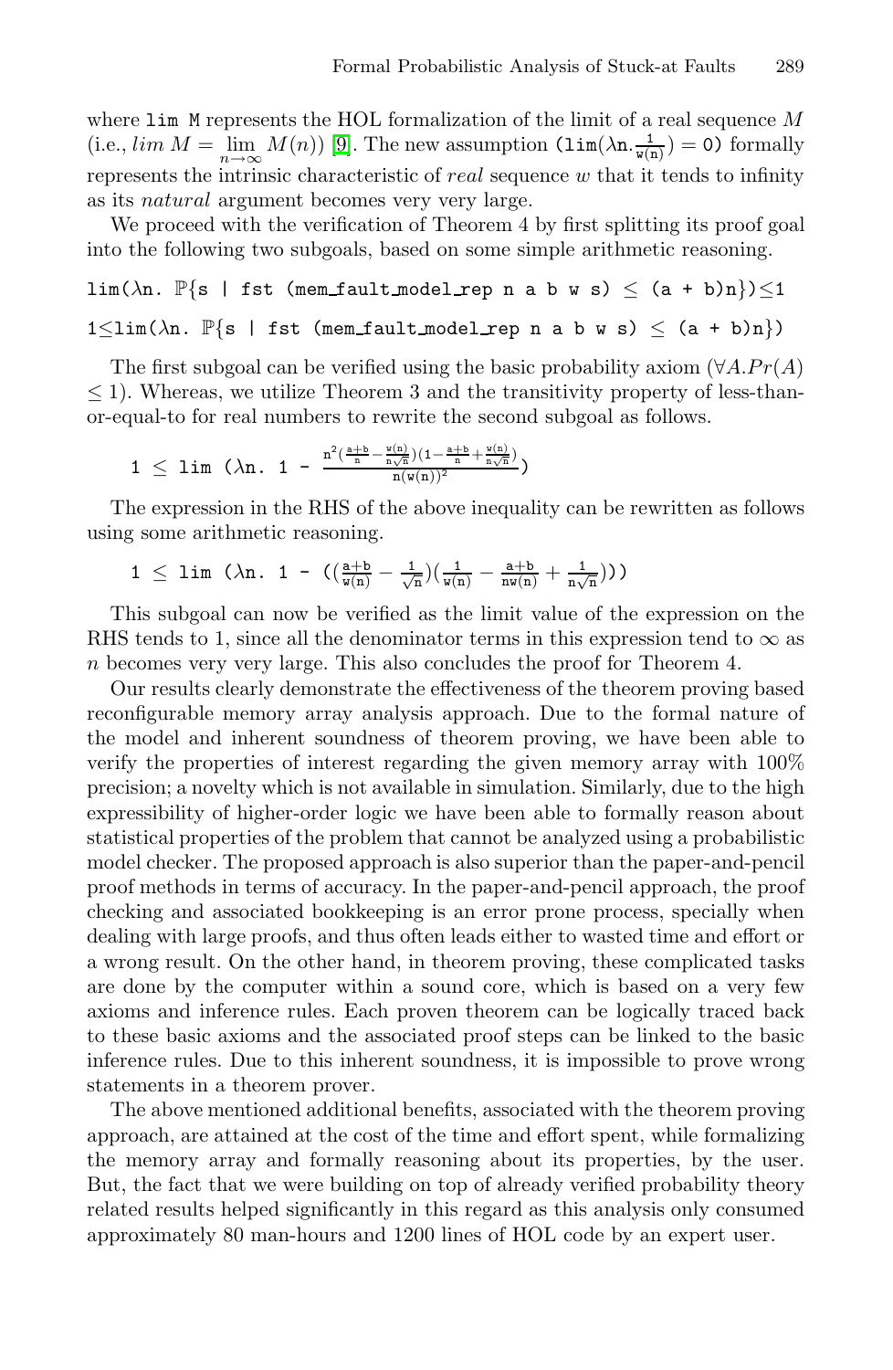where `lim M` represents the HOL formalization of the limit of a real sequence $M$ (i.e., $lim\ M = \lim_{n\to\infty} M(n)$) [9]. The new assumption $(\texttt{lim}(\lambda \texttt{n}.\frac{1}{\texttt{w(n)}}) = 0)$ formally represents the intrinsic characteristic of *real* sequence $w$ that it tends to infinity as its *natural* argument becomes very very large.

We proceed with the verification of Theorem 4 by first splitting its proof goal into the following two subgoals, based on some simple arithmetic reasoning.

$$\texttt{lim}(\lambda \texttt{n}.\ \mathbb{P}\{\texttt{s} \mid \texttt{fst (mem\_fault\_model\_rep n a b w s)} \leq \texttt{(a + b)n}\}) \leq 1$$

$$1 \leq \texttt{lim}(\lambda \texttt{n}.\ \mathbb{P}\{\texttt{s} \mid \texttt{fst (mem\_fault\_model\_rep n a b w s)} \leq \texttt{(a + b)n}\})$$

The first subgoal can be verified using the basic probability axiom ($\forall A.Pr(A) \leq 1$). Whereas, we utilize Theorem 3 and the transitivity property of less-than-or-equal-to for real numbers to rewrite the second subgoal as follows.

$$1 \leq \texttt{lim}\ (\lambda \texttt{n}.\ 1 - \frac{\texttt{n}^2(\frac{\texttt{a+b}}{\texttt{n}} - \frac{\texttt{w(n)}}{\texttt{n}\sqrt{\texttt{n}}})(1 - \frac{\texttt{a+b}}{\texttt{n}} + \frac{\texttt{w(n)}}{\texttt{n}\sqrt{\texttt{n}}})}{\texttt{n(w(n))}^2})$$

The expression in the RHS of the above inequality can be rewritten as follows using some arithmetic reasoning.

$$1 \leq \texttt{lim}\ (\lambda \texttt{n}.\ 1 - ((\frac{\texttt{a+b}}{\texttt{w(n)}} - \frac{1}{\sqrt{\texttt{n}}})(\frac{1}{\texttt{w(n)}} - \frac{\texttt{a+b}}{\texttt{nw(n)}} + \frac{1}{\texttt{n}\sqrt{\texttt{n}}})))$$

This subgoal can now be verified as the limit value of the expression on the RHS tends to 1, since all the denominator terms in this expression tend to $\infty$ as $n$ becomes very very large. This also concludes the proof for Theorem 4.

Our results clearly demonstrate the effectiveness of the theorem proving based reconfigurable memory array analysis approach. Due to the formal nature of the model and inherent soundness of theorem proving, we have been able to verify the properties of interest regarding the given memory array with 100% precision; a novelty which is not available in simulation. Similarly, due to the high expressibility of higher-order logic we have been able to formally reason about statistical properties of the problem that cannot be analyzed using a probabilistic model checker. The proposed approach is also superior than the paper-and-pencil proof methods in terms of accuracy. In the paper-and-pencil approach, the proof checking and associated bookkeeping is an error prone process, specially when dealing with large proofs, and thus often leads either to wasted time and effort or a wrong result. On the other hand, in theorem proving, these complicated tasks are done by the computer within a sound core, which is based on a very few axioms and inference rules. Each proven theorem can be logically traced back to these basic axioms and the associated proof steps can be linked to the basic inference rules. Due to this inherent soundness, it is impossible to prove wrong statements in a theorem prover.

The above mentioned additional benefits, associated with the theorem proving approach, are attained at the cost of the time and effort spent, while formalizing the memory array and formally reasoning about its properties, by the user. But, the fact that we were building on top of already verified probability theory related results helped significantly in this regard as this analysis only consumed approximately 80 man-hours and 1200 lines of HOL code by an expert user.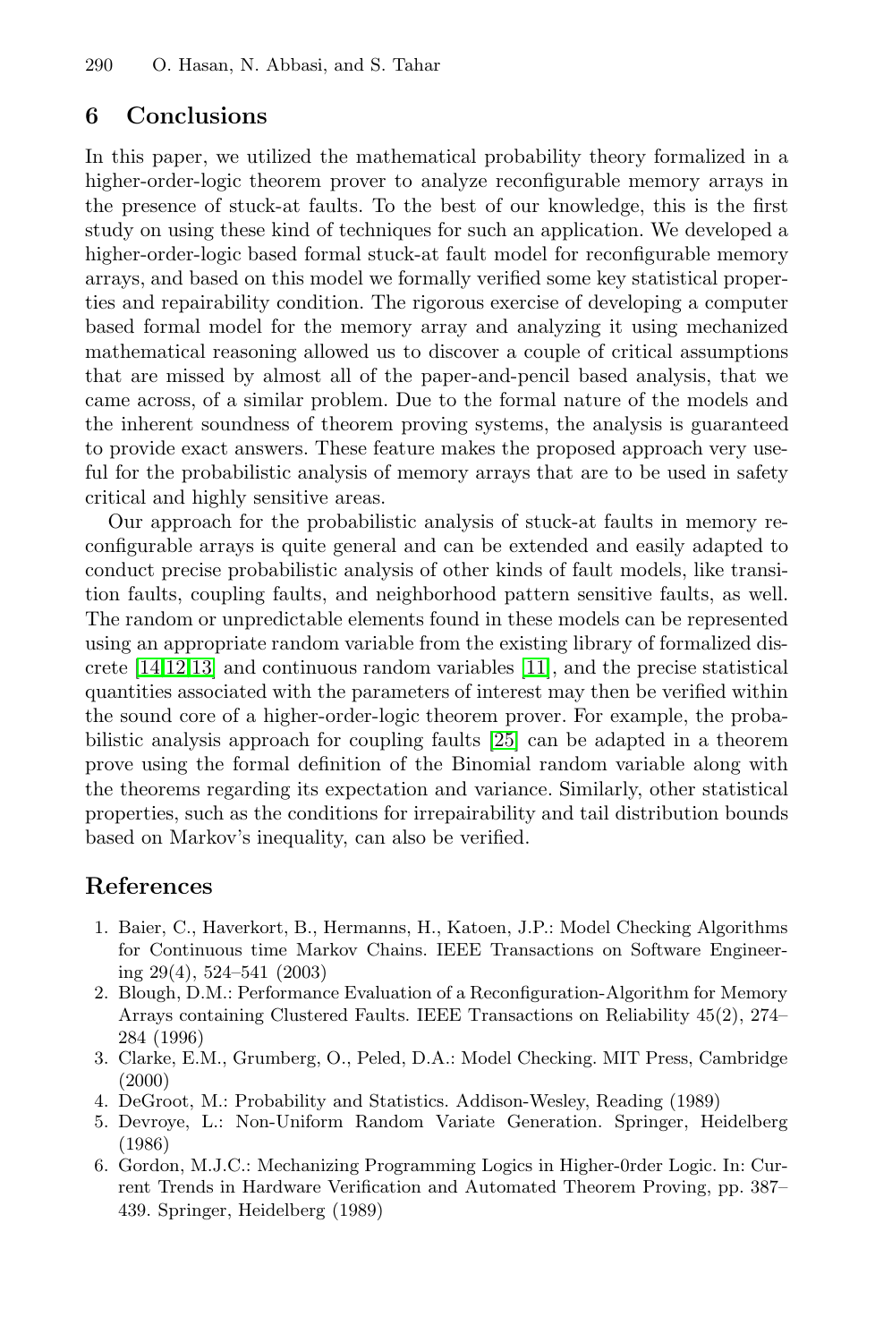## 6 Conclusions

In this paper, we utilized the mathematical probability theory formalized in a higher-order-logic theorem prover to analyze reconfigurable memory arrays in the presence of stuck-at faults. To the best of our knowledge, this is the first study on using these kind of techniques for such an application. We developed a higher-order-logic based formal stuck-at fault model for reconfigurable memory arrays, and based on this model we formally verified some key statistical properties and repairability condition. The rigorous exercise of developing a computer based formal model for the memory array and analyzing it using mechanized mathematical reasoning allowed us to discover a couple of critical assumptions that are missed by almost all of the paper-and-pencil based analysis, that we came across, of a similar problem. Due to the formal nature of the models and the inherent soundness of theorem proving systems, the analysis is guaranteed to provide exact answers. These feature makes the proposed approach very useful for the probabilistic analysis of memory arrays that are to be used in safety critical and highly sensitive areas.

Our approach for the probabilistic analysis of stuck-at faults in memory reconfigurable arrays is quite general and can be extended and easily adapted to conduct precise probabilistic analysis of other kinds of fault models, like transition faults, coupling faults, and neighborhood pattern sensitive faults, as well. The random or unpredictable elements found in these models can be represented using an appropriate random variable from the existing library of formalized discrete [14,12,13] and continuous random variables [11], and the precise statistical quantities associated with the parameters of interest may then be verified within the sound core of a higher-order-logic theorem prover. For example, the probabilistic analysis approach for coupling faults [25] can be adapted in a theorem prove using the formal definition of the Binomial random variable along with the theorems regarding its expectation and variance. Similarly, other statistical properties, such as the conditions for irrepairability and tail distribution bounds based on Markov's inequality, can also be verified.

## References

1. Baier, C., Haverkort, B., Hermanns, H., Katoen, J.P.: Model Checking Algorithms for Continuous time Markov Chains. IEEE Transactions on Software Engineering 29(4), 524–541 (2003)
2. Blough, D.M.: Performance Evaluation of a Reconfiguration-Algorithm for Memory Arrays containing Clustered Faults. IEEE Transactions on Reliability 45(2), 274–284 (1996)
3. Clarke, E.M., Grumberg, O., Peled, D.A.: Model Checking. MIT Press, Cambridge (2000)
4. DeGroot, M.: Probability and Statistics. Addison-Wesley, Reading (1989)
5. Devroye, L.: Non-Uniform Random Variate Generation. Springer, Heidelberg (1986)
6. Gordon, M.J.C.: Mechanizing Programming Logics in Higher-0rder Logic. In: Current Trends in Hardware Verification and Automated Theorem Proving, pp. 387–439. Springer, Heidelberg (1989)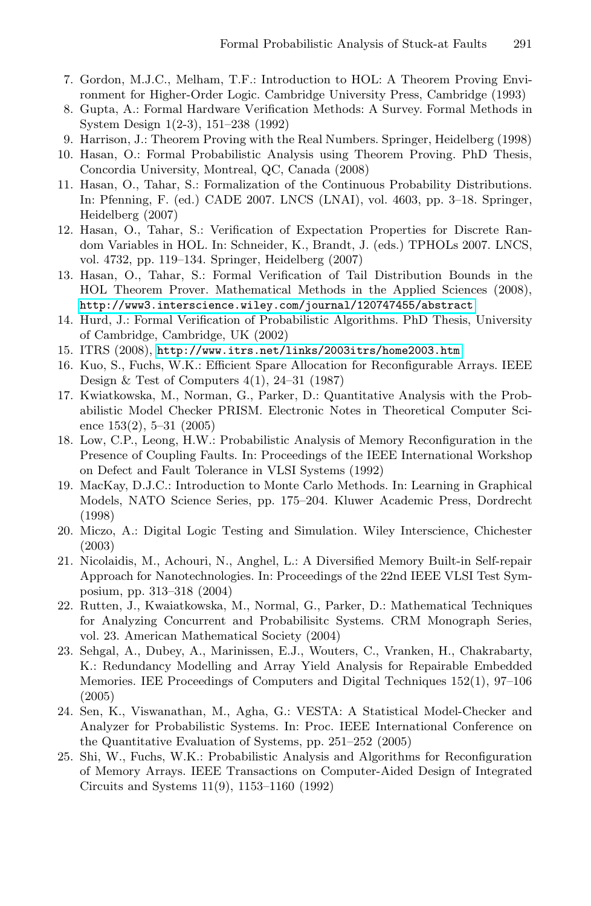7. Gordon, M.J.C., Melham, T.F.: Introduction to HOL: A Theorem Proving Environment for Higher-Order Logic. Cambridge University Press, Cambridge (1993)
8. Gupta, A.: Formal Hardware Verification Methods: A Survey. Formal Methods in System Design 1(2-3), 151–238 (1992)
9. Harrison, J.: Theorem Proving with the Real Numbers. Springer, Heidelberg (1998)
10. Hasan, O.: Formal Probabilistic Analysis using Theorem Proving. PhD Thesis, Concordia University, Montreal, QC, Canada (2008)
11. Hasan, O., Tahar, S.: Formalization of the Continuous Probability Distributions. In: Pfenning, F. (ed.) CADE 2007. LNCS (LNAI), vol. 4603, pp. 3–18. Springer, Heidelberg (2007)
12. Hasan, O., Tahar, S.: Verification of Expectation Properties for Discrete Random Variables in HOL. In: Schneider, K., Brandt, J. (eds.) TPHOLs 2007. LNCS, vol. 4732, pp. 119–134. Springer, Heidelberg (2007)
13. Hasan, O., Tahar, S.: Formal Verification of Tail Distribution Bounds in the HOL Theorem Prover. Mathematical Methods in the Applied Sciences (2008), http://www3.interscience.wiley.com/journal/120747455/abstract
14. Hurd, J.: Formal Verification of Probabilistic Algorithms. PhD Thesis, University of Cambridge, Cambridge, UK (2002)
15. ITRS (2008), http://www.itrs.net/links/2003itrs/home2003.htm
16. Kuo, S., Fuchs, W.K.: Efficient Spare Allocation for Reconfigurable Arrays. IEEE Design & Test of Computers 4(1), 24–31 (1987)
17. Kwiatkowska, M., Norman, G., Parker, D.: Quantitative Analysis with the Probabilistic Model Checker PRISM. Electronic Notes in Theoretical Computer Science 153(2), 5–31 (2005)
18. Low, C.P., Leong, H.W.: Probabilistic Analysis of Memory Reconfiguration in the Presence of Coupling Faults. In: Proceedings of the IEEE International Workshop on Defect and Fault Tolerance in VLSI Systems (1992)
19. MacKay, D.J.C.: Introduction to Monte Carlo Methods. In: Learning in Graphical Models, NATO Science Series, pp. 175–204. Kluwer Academic Press, Dordrecht (1998)
20. Miczo, A.: Digital Logic Testing and Simulation. Wiley Interscience, Chichester (2003)
21. Nicolaidis, M., Achouri, N., Anghel, L.: A Diversified Memory Built-in Self-repair Approach for Nanotechnologies. In: Proceedings of the 22nd IEEE VLSI Test Symposium, pp. 313–318 (2004)
22. Rutten, J., Kwaiatkowska, M., Normal, G., Parker, D.: Mathematical Techniques for Analyzing Concurrent and Probabilisitc Systems. CRM Monograph Series, vol. 23. American Mathematical Society (2004)
23. Sehgal, A., Dubey, A., Marinissen, E.J., Wouters, C., Vranken, H., Chakrabarty, K.: Redundancy Modelling and Array Yield Analysis for Repairable Embedded Memories. IEE Proceedings of Computers and Digital Techniques 152(1), 97–106 (2005)
24. Sen, K., Viswanathan, M., Agha, G.: VESTA: A Statistical Model-Checker and Analyzer for Probabilistic Systems. In: Proc. IEEE International Conference on the Quantitative Evaluation of Systems, pp. 251–252 (2005)
25. Shi, W., Fuchs, W.K.: Probabilistic Analysis and Algorithms for Reconfiguration of Memory Arrays. IEEE Transactions on Computer-Aided Design of Integrated Circuits and Systems 11(9), 1153–1160 (1992)